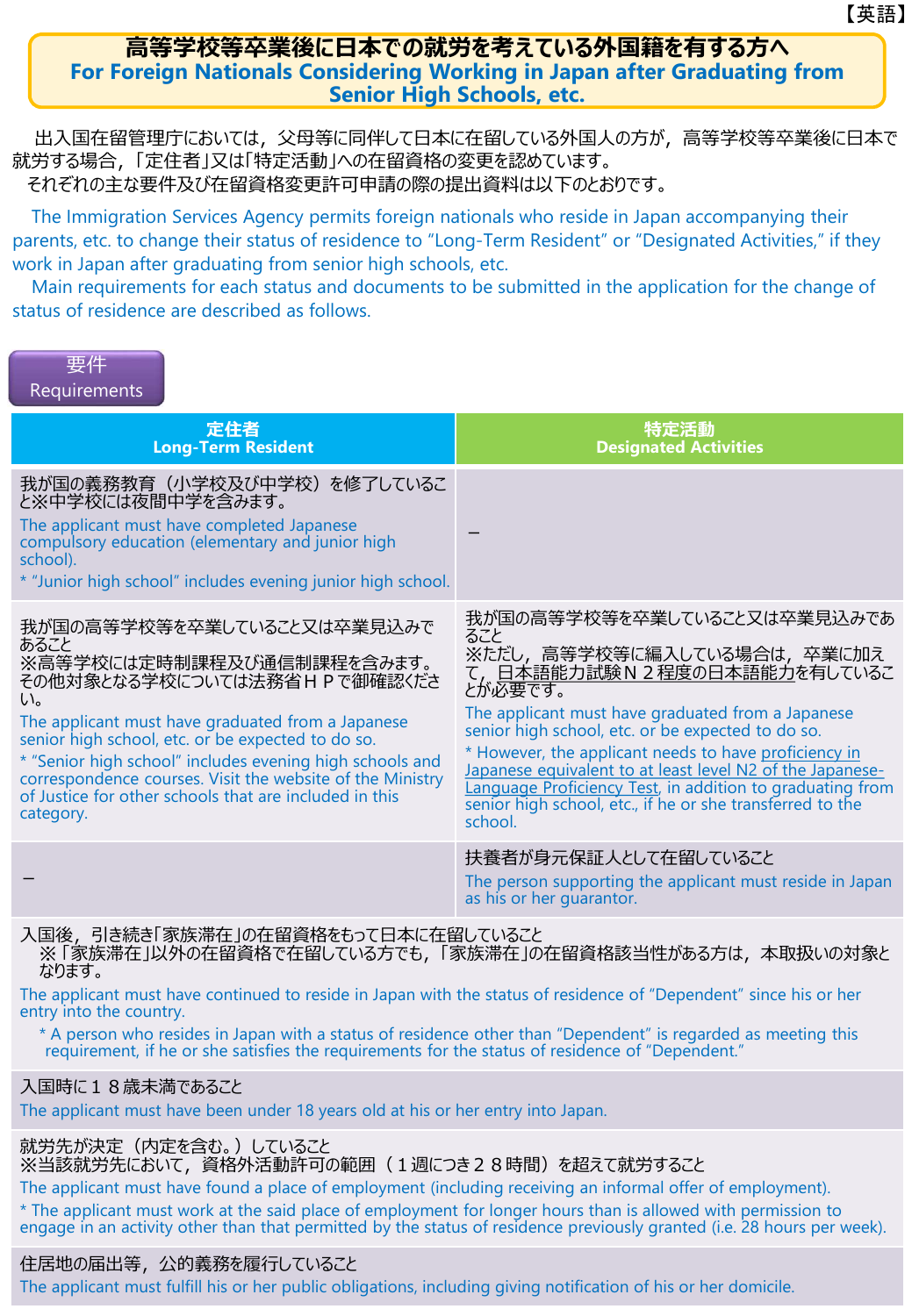【英語】

# 高等学校等卒業後に日本での就労を考えている外国籍を有する方へ
# For Foreign Nationals Considering Working in Japan after Graduating from Senior High Schools, etc.

出入国在留管理庁においては，父母等に同伴して日本に在留している外国人の方が，高等学校等卒業後に日本で就労する場合，「定住者」又は「特定活動」への在留資格の変更を認めています。
それぞれの主な要件及び在留資格変更許可申請の際の提出資料は以下のとおりです。

The Immigration Services Agency permits foreign nationals who reside in Japan accompanying their parents, etc. to change their status of residence to “Long-Term Resident” or “Designated Activities,” if they work in Japan after graduating from senior high schools, etc.
Main requirements for each status and documents to be submitted in the application for the change of status of residence are described as follows.

## 要件 Requirements

| 定住者<br>Long-Term Resident | 特定活動<br>Designated Activities |
|---|---|
| 我が国の義務教育（小学校及び中学校）を修了していること※中学校には夜間中学を含みます。<br>The applicant must have completed Japanese compulsory education (elementary and junior high school).<br>* “Junior high school” includes evening junior high school. | － |
| 我が国の高等学校等を卒業していること又は卒業見込みであること<br>※高等学校には定時制課程及び通信制課程を含みます。その他対象となる学校については法務省ＨＰで御確認ください。<br>The applicant must have graduated from a Japanese senior high school, etc. or be expected to do so.<br>* “Senior high school” includes evening high schools and correspondence courses. Visit the website of the Ministry of Justice for other schools that are included in this category. | 我が国の高等学校等を卒業していること又は卒業見込みであること<br>※ただし，高等学校等に編入している場合は，卒業に加えて，日本語能力試験Ｎ２程度の日本語能力を有していることが必要です。<br>The applicant must have graduated from a Japanese senior high school, etc. or be expected to do so.<br>* However, the applicant needs to have proficiency in Japanese equivalent to at least level N2 of the Japanese-Language Proficiency Test, in addition to graduating from senior high school, etc., if he or she transferred to the school. |
| － | 扶養者が身元保証人として在留していること<br>The person supporting the applicant must reside in Japan as his or her guarantor. |
| 入国後，引き続き「家族滞在」の在留資格をもって日本に在留していること<br>※「家族滞在」以外の在留資格で在留している方でも，「家族滞在」の在留資格該当性がある方は，本取扱いの対象となります。<br>The applicant must have continued to reside in Japan with the status of residence of “Dependent” since his or her entry into the country.<br>* A person who resides in Japan with a status of residence other than “Dependent” is regarded as meeting this requirement, if he or she satisfies the requirements for the status of residence of “Dependent.” | |
| 入国時に１８歳未満であること<br>The applicant must have been under 18 years old at his or her entry into Japan. | |
| 就労先が決定（内定を含む。）していること<br>※当該就労先において，資格外活動許可の範囲（１週につき２８時間）を超えて就労すること<br>The applicant must have found a place of employment (including receiving an informal offer of employment).<br>* The applicant must work at the said place of employment for longer hours than is allowed with permission to engage in an activity other than that permitted by the status of residence previously granted (i.e. 28 hours per week). | |
| 住居地の届出等，公的義務を履行していること<br>The applicant must fulfill his or her public obligations, including giving notification of his or her domicile. | |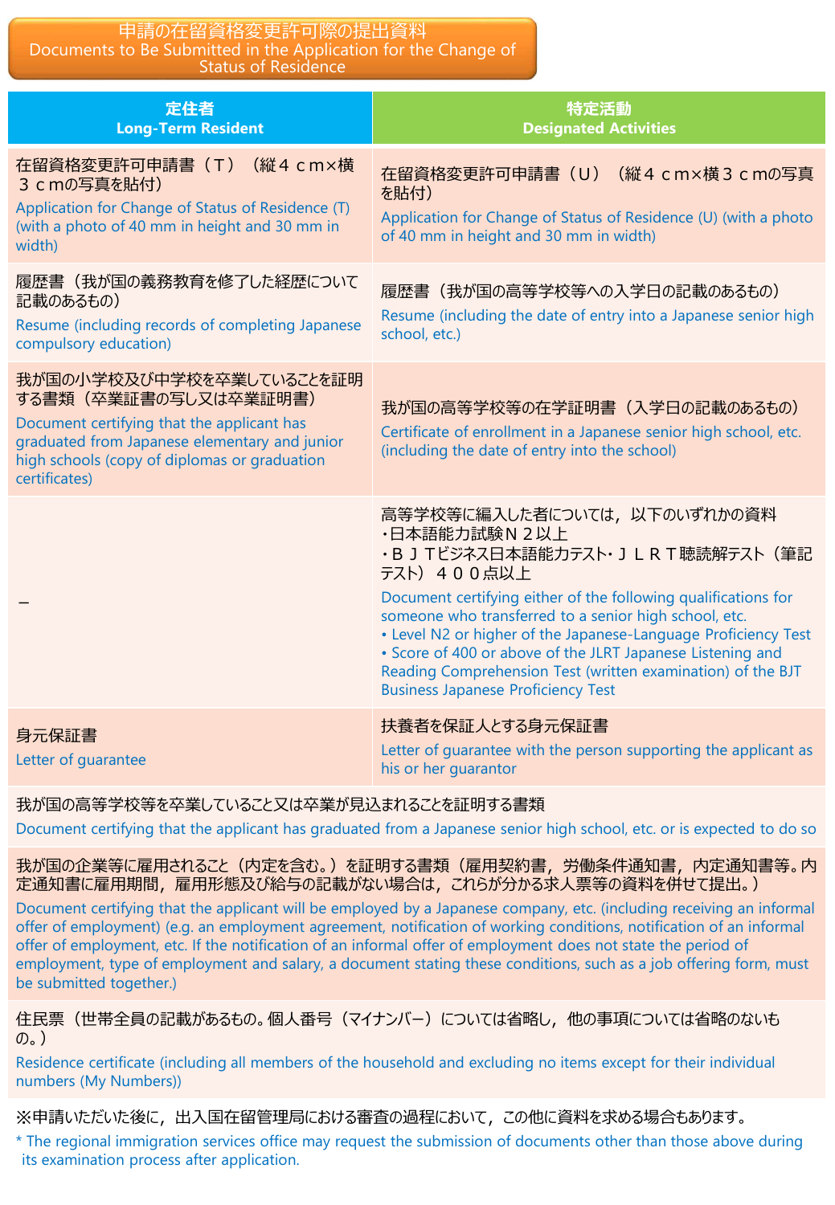## 申請の在留資格変更許可際の提出資料
## Documents to Be Submitted in the Application for the Change of Status of Residence

| 定住者<br>Long-Term Resident | 特定活動<br>Designated Activities |
|---|---|
| 在留資格変更許可申請書（Ｔ）（縦４ｃｍ×横３ｃｍの写真を貼付）<br>Application for Change of Status of Residence (T) (with a photo of 40 mm in height and 30 mm in width) | 在留資格変更許可申請書（Ｕ）（縦４ｃｍ×横３ｃｍの写真を貼付）<br>Application for Change of Status of Residence (U) (with a photo of 40 mm in height and 30 mm in width) |
| 履歴書（我が国の義務教育を修了した経歴について記載のあるもの）<br>Resume (including records of completing Japanese compulsory education) | 履歴書（我が国の高等学校等への入学日の記載のあるもの）<br>Resume (including the date of entry into a Japanese senior high school, etc.) |
| 我が国の小学校及び中学校を卒業していることを証明する書類（卒業証書の写し又は卒業証明書）<br>Document certifying that the applicant has graduated from Japanese elementary and junior high schools (copy of diplomas or graduation certificates) | 我が国の高等学校等の在学証明書（入学日の記載のあるもの）<br>Certificate of enrollment in a Japanese senior high school, etc. (including the date of entry into the school) |
| － | 高等学校等に編入した者については，以下のいずれかの資料<br>・日本語能力試験Ｎ２以上<br>・ＢＪＴビジネス日本語能力テスト・ＪＬＲＴ聴読解テスト（筆記テスト）４００点以上<br>Document certifying either of the following qualifications for someone who transferred to a senior high school, etc.<br>• Level N2 or higher of the Japanese-Language Proficiency Test<br>• Score of 400 or above of the JLRT Japanese Listening and Reading Comprehension Test (written examination) of the BJT Business Japanese Proficiency Test |
| 身元保証書<br>Letter of guarantee | 扶養者を保証人とする身元保証書<br>Letter of guarantee with the person supporting the applicant as his or her guarantor |
| 我が国の高等学校等を卒業していること又は卒業が見込まれることを証明する書類<br>Document certifying that the applicant has graduated from a Japanese senior high school, etc. or is expected to do so | |
| 我が国の企業等に雇用されること（内定を含む。）を証明する書類（雇用契約書，労働条件通知書，内定通知書等。内定通知書に雇用期間，雇用形態及び給与の記載がない場合は，これらが分かる求人票等の資料を併せて提出。）<br>Document certifying that the applicant will be employed by a Japanese company, etc. (including receiving an informal offer of employment) (e.g. an employment agreement, notification of working conditions, notification of an informal offer of employment, etc. If the notification of an informal offer of employment does not state the period of employment, type of employment and salary, a document stating these conditions, such as a job offering form, must be submitted together.) | |
| 住民票（世帯全員の記載があるもの。個人番号（マイナンバー）については省略し，他の事項については省略のないもの。）<br>Residence certificate (including all members of the household and excluding no items except for their individual numbers (My Numbers)) | |

※申請いただいた後に，出入国在留管理局における審査の過程において，この他に資料を求める場合もあります。

* The regional immigration services office may request the submission of documents other than those above during its examination process after application.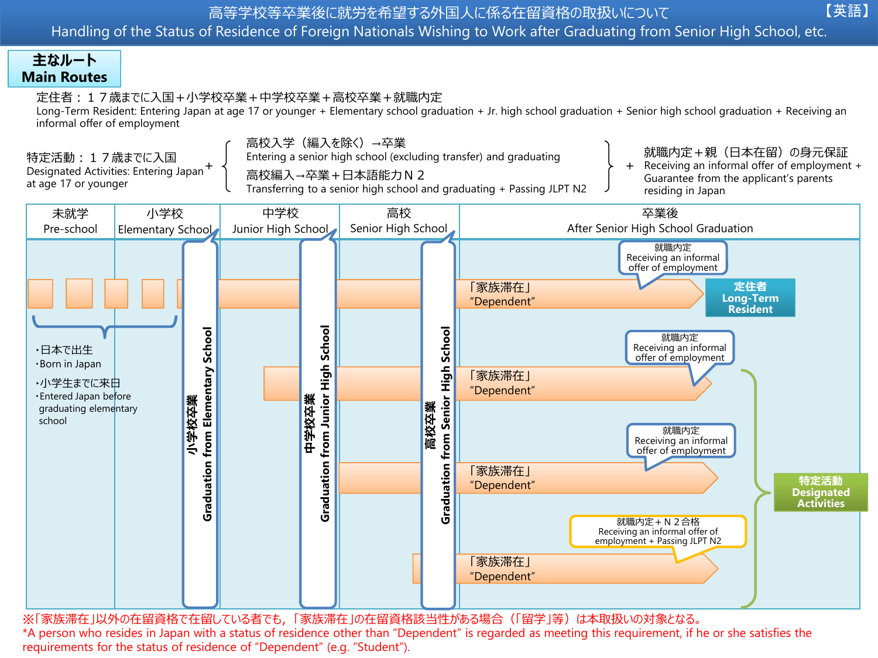【英語】

# 高等学校等卒業後に就労を希望する外国人に係る在留資格の取扱いについて

# Handling of the Status of Residence of Foreign Nationals Wishing to Work after Graduating from Senior High School, etc.

## 主なルート
## Main Routes

定住者：１７歳までに入国＋小学校卒業＋中学校卒業＋高校卒業＋就職内定

Long-Term Resident: Entering Japan at age 17 or younger + Elementary school graduation + Jr. high school graduation + Senior high school graduation + Receiving an informal offer of employment

特定活動：１７歳までに入国
Designated Activities: Entering Japan at age 17 or younger
＋
- 高校入学（編入を除く）→卒業
  Entering a senior high school (excluding transfer) and graduating
- 高校編入→卒業＋日本語能力Ｎ２
  Transferring to a senior high school and graduating + Passing JLPT N2

＋ 就職内定＋親（日本在留）の身元保証
Receiving an informal offer of employment + Guarantee from the applicant's parents residing in Japan

| 未就学 Pre-school | 小学校 Elementary School | 中学校 Junior High School | 高校 Senior High School | 卒業後 After Senior High School Graduation |
|---|---|---|---|---|

- ・日本で出生 ・Born in Japan
- ・小学生までに来日 ・Entered Japan before graduating elementary school

小学校卒業 Graduation from Elementary School

中学校卒業 Graduation from Junior High School

高校卒業 Graduation from Senior High School

1. 「家族滞在」“Dependent” (from pre-school/elementary school) → 就職内定 Receiving an informal offer of employment → **定住者 Long-Term Resident**
2. 「家族滞在」“Dependent” (from elementary school) → 就職内定 Receiving an informal offer of employment → **特定活動 Designated Activities**
3. 「家族滞在」“Dependent” (from junior high school graduation) → 就職内定 Receiving an informal offer of employment → **特定活動 Designated Activities**
4. 「家族滞在」“Dependent” (transferring into senior high school) → 就職内定＋Ｎ２合格 Receiving an informal offer of employment + Passing JLPT N2 → **特定活動 Designated Activities**

※「家族滞在」以外の在留資格で在留している者でも，「家族滞在」の在留資格該当性がある場合（「留学」等）は本取扱いの対象となる。

*A person who resides in Japan with a status of residence other than “Dependent” is regarded as meeting this requirement, if he or she satisfies the requirements for the status of residence of “Dependent” (e.g. “Student”).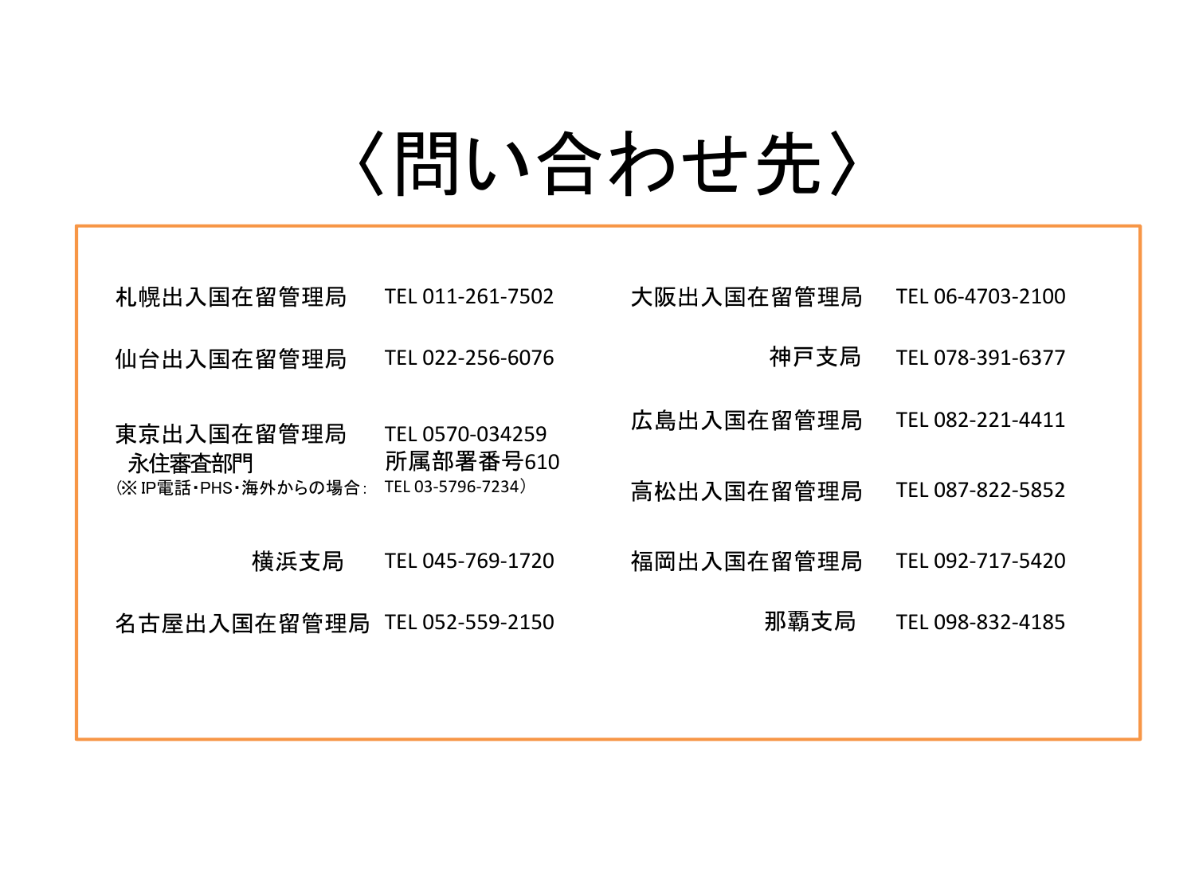# 〈問い合わせ先〉

| | | | |
|---|---|---|---|
| 札幌出入国在留管理局 | TEL 011-261-7502 | 大阪出入国在留管理局 | TEL 06-4703-2100 |
| 仙台出入国在留管理局 | TEL 022-256-6076 | 神戸支局 | TEL 078-391-6377 |
| 東京出入国在留管理局 永住審査部門 (※IP電話・PHS・海外からの場合: | TEL 0570-034259 所属部署番号610 TEL 03-5796-7234) | 広島出入国在留管理局 | TEL 082-221-4411 |
| | | 高松出入国在留管理局 | TEL 087-822-5852 |
| 横浜支局 | TEL 045-769-1720 | 福岡出入国在留管理局 | TEL 092-717-5420 |
| 名古屋出入国在留管理局 | TEL 052-559-2150 | 那覇支局 | TEL 098-832-4185 |